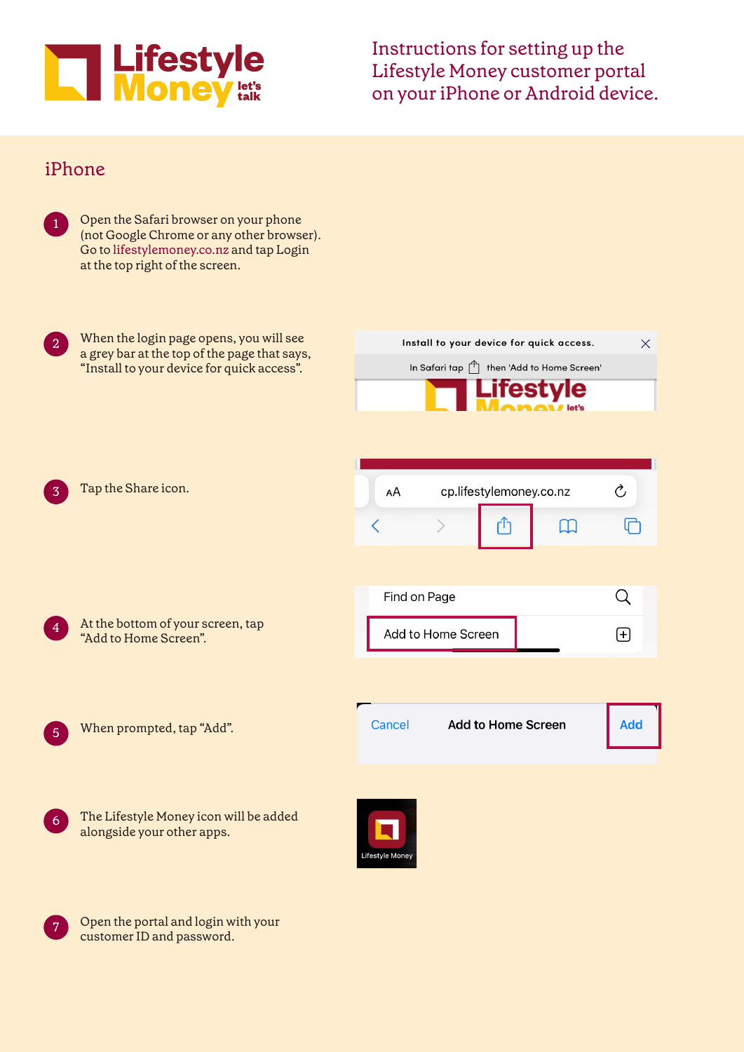# Instructions for setting up the Lifestyle Money customer portal on your iPhone or Android device.

## iPhone

1. Open the Safari browser on your phone (not Google Chrome or any other browser). Go to lifestylemoney.co.nz and tap Login at the top right of the screen.

2. When the login page opens, you will see a grey bar at the top of the page that says, "Install to your device for quick access".

3. Tap the Share icon.

4. At the bottom of your screen, tap "Add to Home Screen".

5. When prompted, tap "Add".

6. The Lifestyle Money icon will be added alongside your other apps.

7. Open the portal and login with your customer ID and password.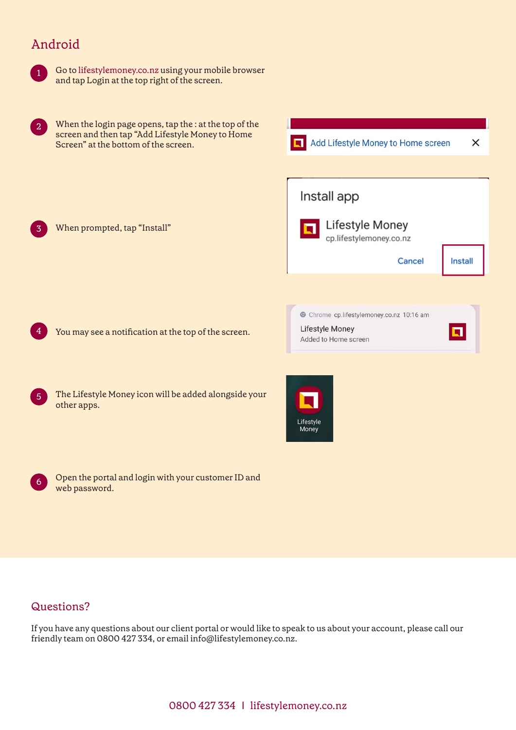## Android

1. Go to lifestylemoney.co.nz using your mobile browser and tap Login at the top right of the screen.

2. When the login page opens, tap the : at the top of the screen and then tap “Add Lifestyle Money to Home Screen” at the bottom of the screen.

3. When prompted, tap “Install”

4. You may see a notification at the top of the screen.

5. The Lifestyle Money icon will be added alongside your other apps.

6. Open the portal and login with your customer ID and web password.

## Questions?

If you have any questions about our client portal or would like to speak to us about your account, please call our friendly team on 0800 427 334, or email info@lifestylemoney.co.nz.

0800 427 334 I lifestylemoney.co.nz